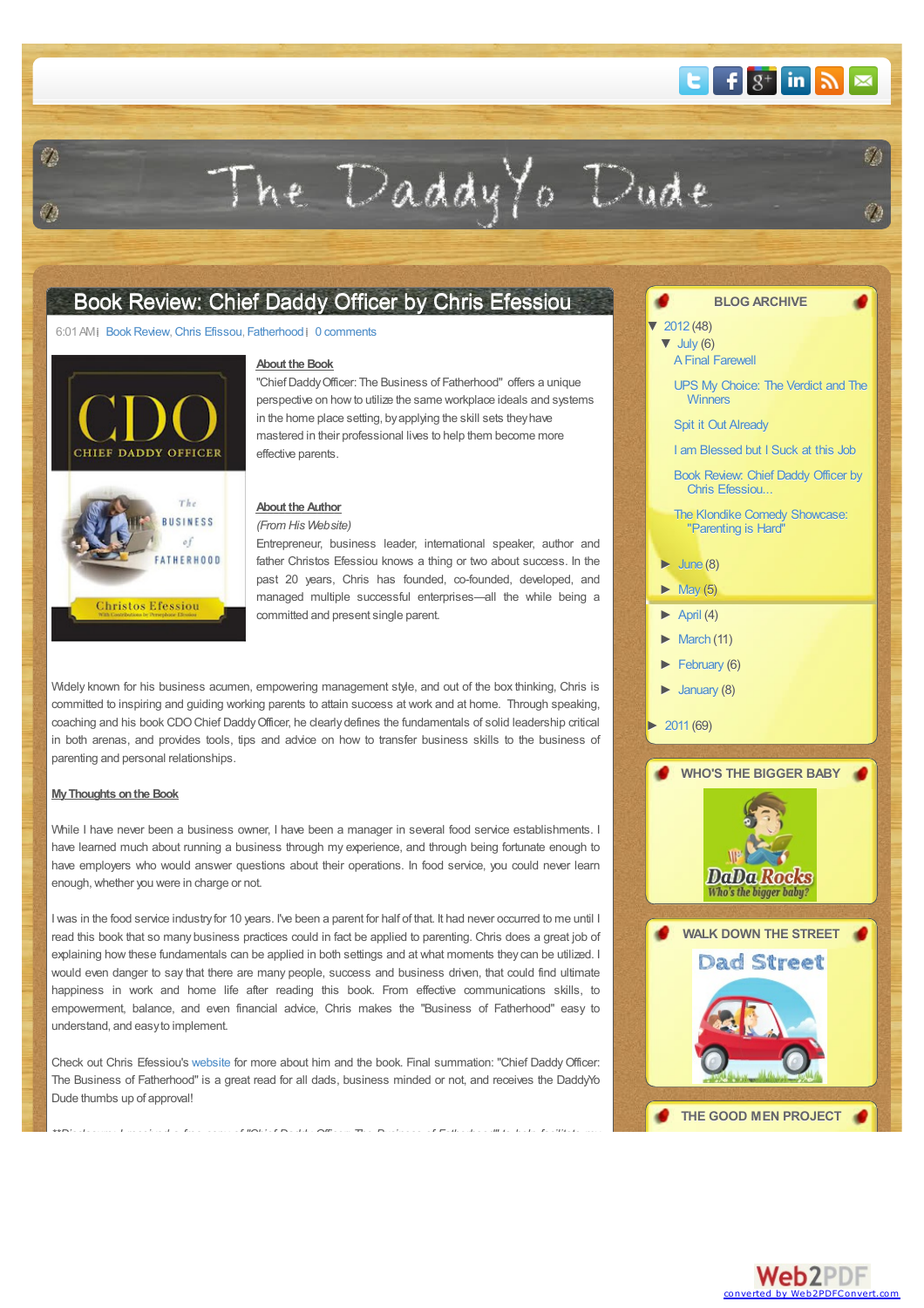# The DaddyYo Dude

## Book Review: Chief Daddy Officer by Chris Efessiou

6:01 AM | Book Review, Chris Efissou, Fatherhood | 0 comments

**About the Book**

"Chief Daddy Officer: The Business of Fatherhood" offers a unique perspective on how to utilize the same workplace ideals and systems in the home place setting, by applying the skill sets they have mastered in their professional lives to help them become more effective parents.

**About the Author**

*(From His Website)*

Entrepreneur, business leader, international speaker, author and father Christos Efessiou knows a thing or two about success. In the past 20 years, Chris has founded, co-founded, developed, and managed multiple successful enterprises—all the while being a committed and present single parent.

Widely known for his business acumen, empowering management style, and out of the box thinking, Chris is committed to inspiring and guiding working parents to attain success at work and at home. Through speaking, coaching and his book CDO Chief Daddy Officer, he clearly defines the fundamentals of solid leadership critical in both arenas, and provides tools, tips and advice on how to transfer business skills to the business of parenting and personal relationships.

**My Thoughts on the Book**

While I have never been a business owner, I have been a manager in several food service establishments. I have learned much about running a business through my experience, and through being fortunate enough to have employers who would answer questions about their operations. In food service, you could never learn enough, whether you were in charge or not.

I was in the food service industry for 10 years. I've been a parent for half of that. It had never occurred to me until I read this book that so many business practices could in fact be applied to parenting. Chris does a great job of explaining how these fundamentals can be applied in both settings and at what moments they can be utilized. I would even danger to say that there are many people, success and business driven, that could find ultimate happiness in work and home life after reading this book. From effective communications skills, to empowerment, balance, and even financial advice, Chris makes the "Business of Fatherhood" easy to understand, and easy to implement.

Check out Chris Efessiou's website for more about him and the book. Final summation: "Chief Daddy Officer: The Business of Fatherhood" is a great read for all dads, business minded or not, and receives the DaddyYo Dude thumbs up of approval!

### BLOG ARCHIVE

- ▼ 2012 (48)
  - ▼ July (6)
    - A Final Farewell
    - UPS My Choice: The Verdict and The Winners
    - Spit it Out Already
    - I am Blessed but I Suck at this Job
    - Book Review: Chief Daddy Officer by Chris Efessiou...
    - The Klondike Comedy Showcase: "Parenting is Hard"
  - ► June (8)
  - ► May (5)
  - ► April (4)
  - ► March (11)
  - ► February (6)
  - ► January (8)
- ► 2011 (69)

### WHO'S THE BIGGER BABY

### WALK DOWN THE STREET

### THE GOOD MEN PROJECT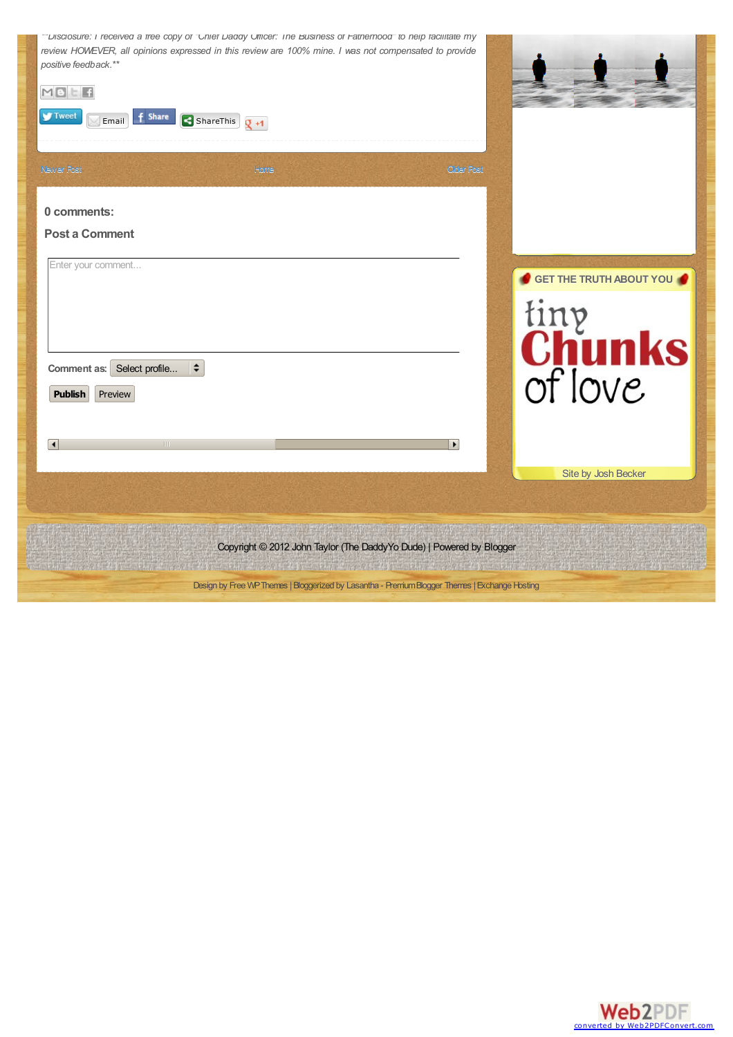**Disclosure: I received a free copy of "Chief Daddy Officer: The Business of Fatherhood" to help facilitate my review. HOWEVER, all opinions expressed in this review are 100% mine. I was not compensated to provide positive feedback.**

Tweet Email Share ShareThis +1

Newer Post Home Older Post

0 comments:

Post a Comment

Enter your comment...

Comment as: Select profile...

Publish Preview

GET THE TRUTH ABOUT YOU

tiny Chunks of love

Site by Josh Becker

Copyright © 2012 John Taylor (The DaddyYo Dude) | Powered by Blogger

Design by Free WP Themes | Bloggerized by Lasantha - Premium Blogger Themes | Exchange Hosting